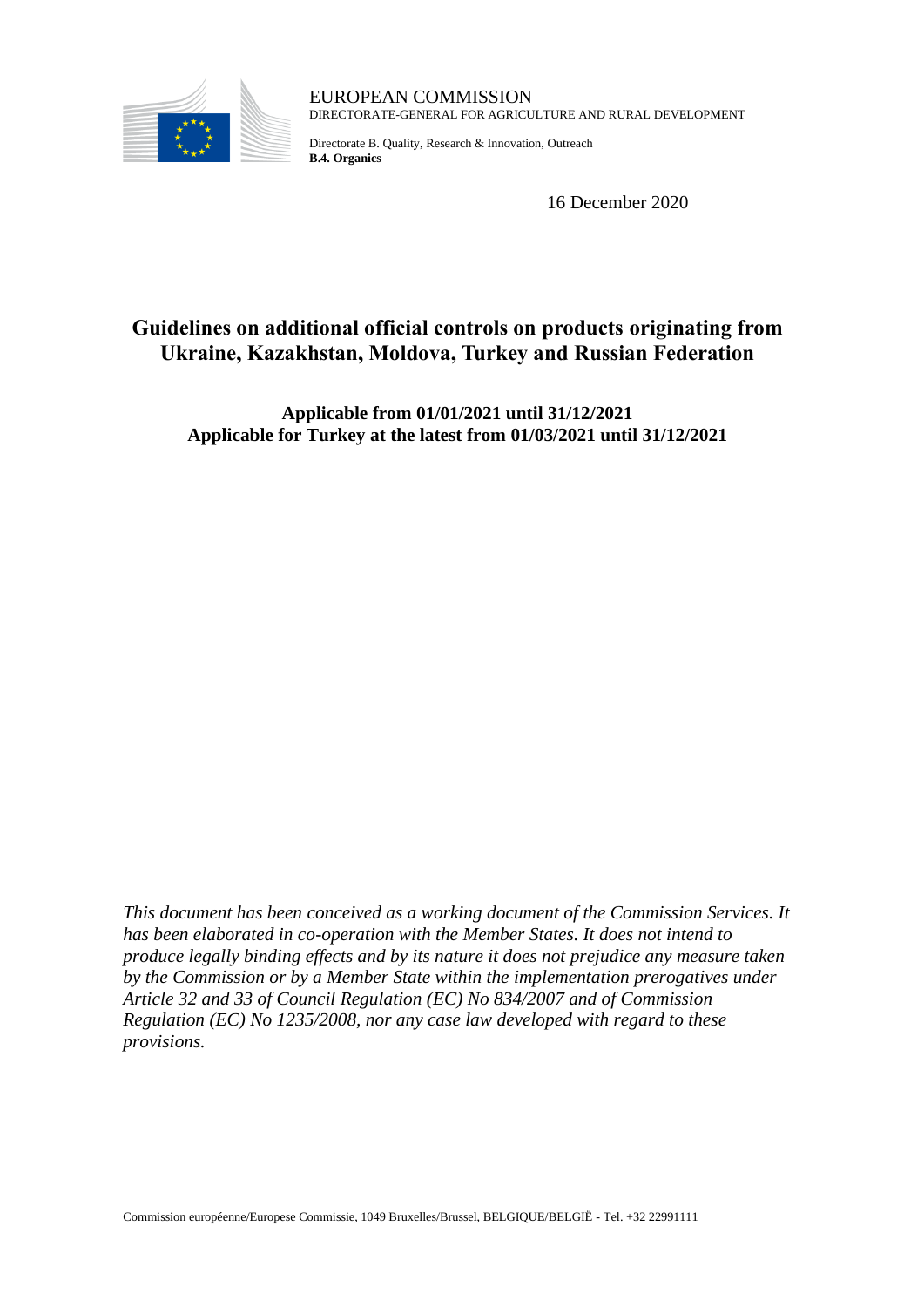EUROPEAN COMMISSION
DIRECTORATE-GENERAL FOR AGRICULTURE AND RURAL DEVELOPMENT

Directorate B. Quality, Research & Innovation, Outreach
**B.4. Organics**

16 December 2020

# Guidelines on additional official controls on products originating from Ukraine, Kazakhstan, Moldova, Turkey and Russian Federation

**Applicable from 01/01/2021 until 31/12/2021**
**Applicable for Turkey at the latest from 01/03/2021 until 31/12/2021**

*This document has been conceived as a working document of the Commission Services. It has been elaborated in co-operation with the Member States. It does not intend to produce legally binding effects and by its nature it does not prejudice any measure taken by the Commission or by a Member State within the implementation prerogatives under Article 32 and 33 of Council Regulation (EC) No 834/2007 and of Commission Regulation (EC) No 1235/2008, nor any case law developed with regard to these provisions.*

Commission européenne/Europese Commissie, 1049 Bruxelles/Brussel, BELGIQUE/BELGIË - Tel. +32 22991111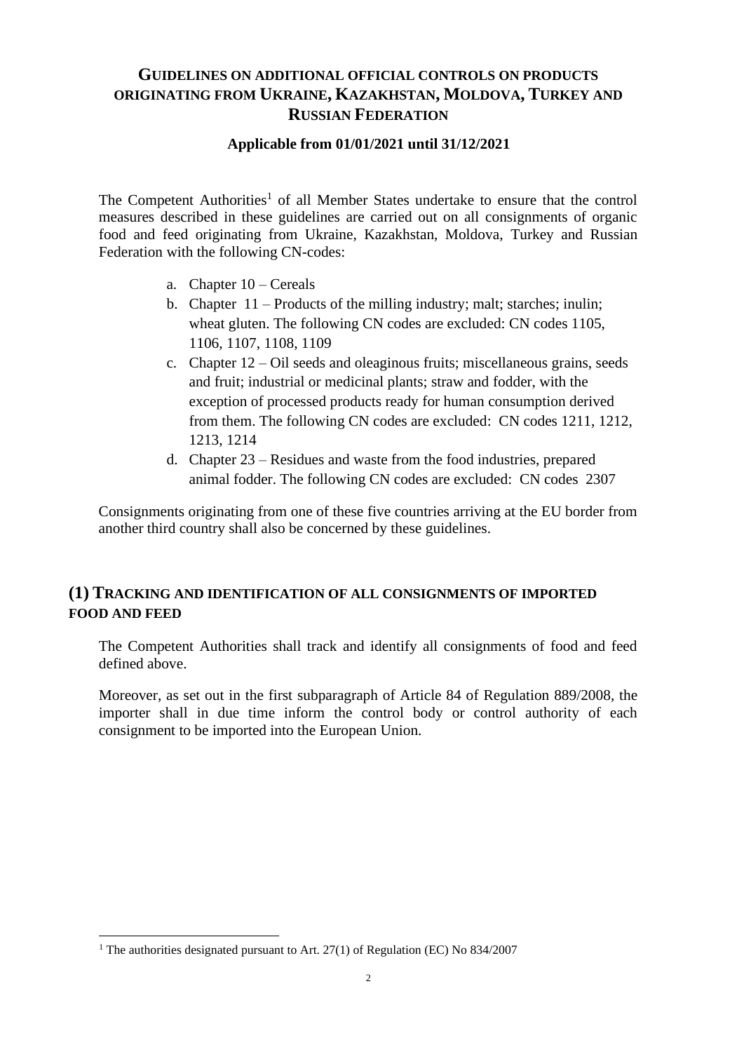## GUIDELINES ON ADDITIONAL OFFICIAL CONTROLS ON PRODUCTS ORIGINATING FROM UKRAINE, KAZAKHSTAN, MOLDOVA, TURKEY AND RUSSIAN FEDERATION

**Applicable from 01/01/2021 until 31/12/2021**

The Competent Authorities[1] of all Member States undertake to ensure that the control measures described in these guidelines are carried out on all consignments of organic food and feed originating from Ukraine, Kazakhstan, Moldova, Turkey and Russian Federation with the following CN-codes:

a. Chapter 10 – Cereals
b. Chapter 11 – Products of the milling industry; malt; starches; inulin; wheat gluten. The following CN codes are excluded: CN codes 1105, 1106, 1107, 1108, 1109
c. Chapter 12 – Oil seeds and oleaginous fruits; miscellaneous grains, seeds and fruit; industrial or medicinal plants; straw and fodder, with the exception of processed products ready for human consumption derived from them. The following CN codes are excluded: CN codes 1211, 1212, 1213, 1214
d. Chapter 23 – Residues and waste from the food industries, prepared animal fodder. The following CN codes are excluded: CN codes 2307

Consignments originating from one of these five countries arriving at the EU border from another third country shall also be concerned by these guidelines.

## (1) TRACKING AND IDENTIFICATION OF ALL CONSIGNMENTS OF IMPORTED FOOD AND FEED

The Competent Authorities shall track and identify all consignments of food and feed defined above.

Moreover, as set out in the first subparagraph of Article 84 of Regulation 889/2008, the importer shall in due time inform the control body or control authority of each consignment to be imported into the European Union.

[1] The authorities designated pursuant to Art. 27(1) of Regulation (EC) No 834/2007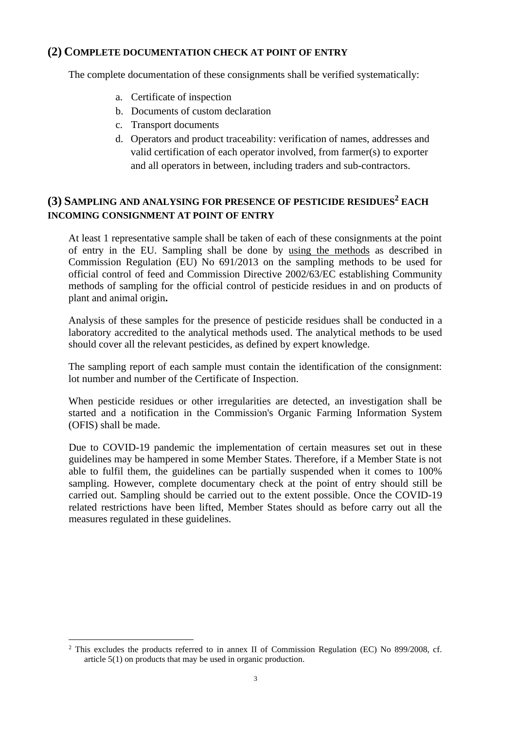## (2) COMPLETE DOCUMENTATION CHECK AT POINT OF ENTRY

The complete documentation of these consignments shall be verified systematically:

a. Certificate of inspection
b. Documents of custom declaration
c. Transport documents
d. Operators and product traceability: verification of names, addresses and valid certification of each operator involved, from farmer(s) to exporter and all operators in between, including traders and sub-contractors.

## (3) SAMPLING AND ANALYSING FOR PRESENCE OF PESTICIDE RESIDUES[2] EACH INCOMING CONSIGNMENT AT POINT OF ENTRY

At least 1 representative sample shall be taken of each of these consignments at the point of entry in the EU. Sampling shall be done by using the methods as described in Commission Regulation (EU) No 691/2013 on the sampling methods to be used for official control of feed and Commission Directive 2002/63/EC establishing Community methods of sampling for the official control of pesticide residues in and on products of plant and animal origin**.**

Analysis of these samples for the presence of pesticide residues shall be conducted in a laboratory accredited to the analytical methods used. The analytical methods to be used should cover all the relevant pesticides, as defined by expert knowledge.

The sampling report of each sample must contain the identification of the consignment: lot number and number of the Certificate of Inspection.

When pesticide residues or other irregularities are detected, an investigation shall be started and a notification in the Commission's Organic Farming Information System (OFIS) shall be made.

Due to COVID-19 pandemic the implementation of certain measures set out in these guidelines may be hampered in some Member States. Therefore, if a Member State is not able to fulfil them, the guidelines can be partially suspended when it comes to 100% sampling. However, complete documentary check at the point of entry should still be carried out. Sampling should be carried out to the extent possible. Once the COVID-19 related restrictions have been lifted, Member States should as before carry out all the measures regulated in these guidelines.

---

[2] This excludes the products referred to in annex II of Commission Regulation (EC) No 899/2008, cf. article 5(1) on products that may be used in organic production.